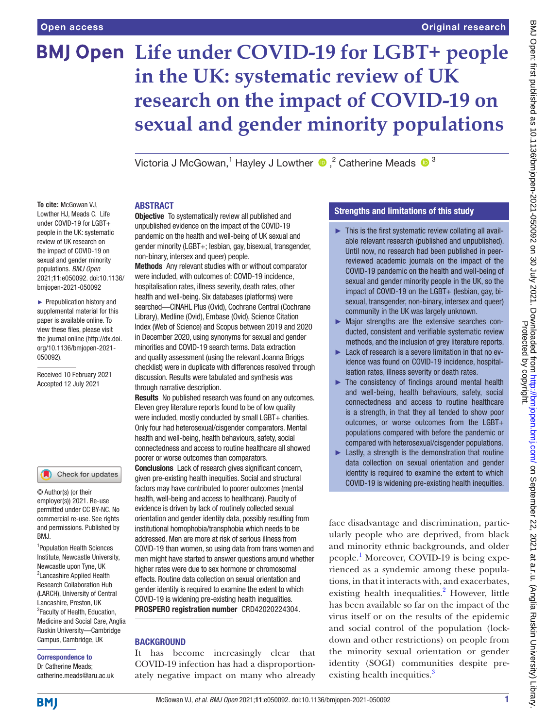# Life under COVID-19 for LGBT+ people in the UK: systematic review of UK research on the impact of COVID-19 on sexual and gender minority populations

Victoria J McGowan,[1] Hayley J Lowther,[2] Catherine Meads[3]

**To cite:** McGowan VJ, Lowther HJ, Meads C. Life under COVID-19 for LGBT+ people in the UK: systematic review of UK research on the impact of COVID-19 on sexual and gender minority populations. *BMJ Open* 2021;**11**:e050092. doi:10.1136/bmjopen-2021-050092

► Prepublication history and supplemental material for this paper is available online. To view these files, please visit the journal online (http://dx.doi.org/10.1136/bmjopen-2021-050092).

Received 10 February 2021
Accepted 12 July 2021

© Author(s) (or their employer(s)) 2021. Re-use permitted under CC BY-NC. No commercial re-use. See rights and permissions. Published by BMJ.

[1]Population Health Sciences Institute, Newcastle University, Newcastle upon Tyne, UK
[2]Lancashire Applied Health Research Collaboration Hub (LARCH), University of Central Lancashire, Preston, UK
[3]Faculty of Health, Education, Medicine and Social Care, Anglia Ruskin University—Cambridge Campus, Cambridge, UK

**Correspondence to**
Dr Catherine Meads;
catherine.meads@aru.ac.uk

## ABSTRACT

**Objective** To systematically review all published and unpublished evidence on the impact of the COVID-19 pandemic on the health and well-being of UK sexual and gender minority (LGBT+; lesbian, gay, bisexual, transgender, non-binary, intersex and queer) people.

**Methods** Any relevant studies with or without comparator were included, with outcomes of: COVID-19 incidence, hospitalisation rates, illness severity, death rates, other health and well-being. Six databases (platforms) were searched—CINAHL Plus (Ovid), Cochrane Central (Cochrane Library), Medline (Ovid), Embase (Ovid), Science Citation Index (Web of Science) and Scopus between 2019 and 2020 in December 2020, using synonyms for sexual and gender minorities and COVID-19 search terms. Data extraction and quality assessment (using the relevant Joanna Briggs checklist) were in duplicate with differences resolved through discussion. Results were tabulated and synthesis was through narrative description.

**Results** No published research was found on any outcomes. Eleven grey literature reports found to be of low quality were included, mostly conducted by small LGBT+ charities. Only four had heterosexual/cisgender comparators. Mental health and well-being, health behaviours, safety, social connectedness and access to routine healthcare all showed poorer or worse outcomes than comparators.

**Conclusions** Lack of research gives significant concern, given pre-existing health inequities. Social and structural factors may have contributed to poorer outcomes (mental health, well-being and access to healthcare). Paucity of evidence is driven by lack of routinely collected sexual orientation and gender identity data, possibly resulting from institutional homophobia/transphobia which needs to be addressed. Men are more at risk of serious illness from COVID-19 than women, so using data from trans women and men might have started to answer questions around whether higher rates were due to sex hormone or chromosomal effects. Routine data collection on sexual orientation and gender identity is required to examine the extent to which COVID-19 is widening pre-existing health inequalities.

**PROSPERO registration number** CRD42020224304.

## Strengths and limitations of this study

- ► This is the first systematic review collating all available relevant research (published and unpublished). Until now, no research had been published in peer-reviewed academic journals on the impact of the COVID-19 pandemic on the health and well-being of sexual and gender minority people in the UK, so the impact of COVID-19 on the LGBT+ (lesbian, gay, bisexual, transgender, non-binary, intersex and queer) community in the UK was largely unknown.
- ► Major strengths are the extensive searches conducted, consistent and verifiable systematic review methods, and the inclusion of grey literature reports.
- ► Lack of research is a severe limitation in that no evidence was found on COVID-19 incidence, hospitalisation rates, illness severity or death rates.
- ► The consistency of findings around mental health and well-being, health behaviours, safety, social connectedness and access to routine healthcare is a strength, in that they all tended to show poor outcomes, or worse outcomes from the LGBT+ populations compared with before the pandemic or compared with heterosexual/cisgender populations.
- ► Lastly, a strength is the demonstration that routine data collection on sexual orientation and gender identity is required to examine the extent to which COVID-19 is widening pre-existing health inequities.

## BACKGROUND

It has become increasingly clear that COVID-19 infection has had a disproportionately negative impact on many who already face disadvantage and discrimination, particularly people who are deprived, from black and minority ethnic backgrounds, and older people.[1] Moreover, COVID-19 is being experienced as a syndemic among these populations, in that it interacts with, and exacerbates, existing health inequalities.[2] However, little has been available so far on the impact of the virus itself or on the results of the epidemic and social control of the population (lockdown and other restrictions) on people from the minority sexual orientation or gender identity (SOGI) communities despite pre-existing health inequities.[3]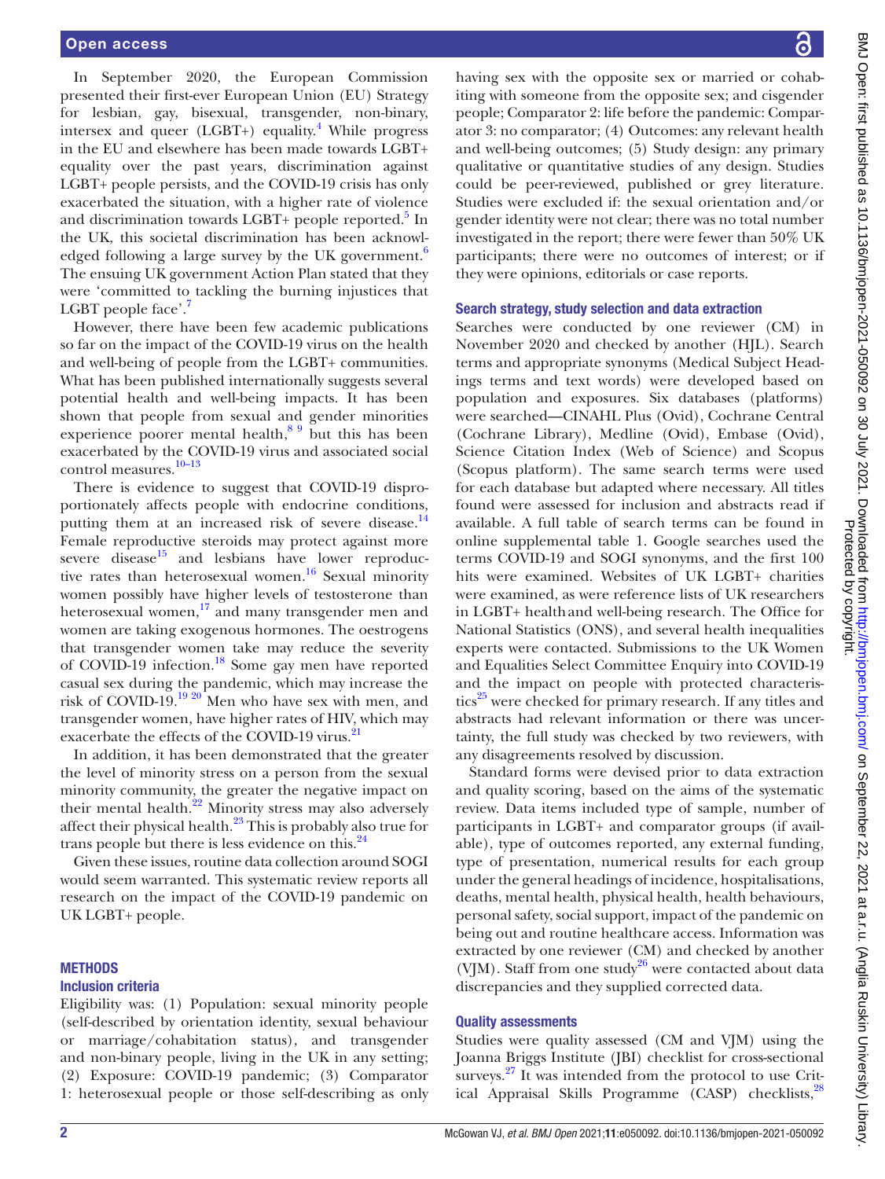In September 2020, the European Commission presented their first-ever European Union (EU) Strategy for lesbian, gay, bisexual, transgender, non-binary, intersex and queer (LGBT+) equality.[4] While progress in the EU and elsewhere has been made towards LGBT+ equality over the past years, discrimination against LGBT+ people persists, and the COVID-19 crisis has only exacerbated the situation, with a higher rate of violence and discrimination towards LGBT+ people reported.[5] In the UK, this societal discrimination has been acknowledged following a large survey by the UK government.[6] The ensuing UK government Action Plan stated that they were 'committed to tackling the burning injustices that LGBT people face'.[7]

However, there have been few academic publications so far on the impact of the COVID-19 virus on the health and well-being of people from the LGBT+ communities. What has been published internationally suggests several potential health and well-being impacts. It has been shown that people from sexual and gender minorities experience poorer mental health,[8 9] but this has been exacerbated by the COVID-19 virus and associated social control measures.[10–13]

There is evidence to suggest that COVID-19 disproportionately affects people with endocrine conditions, putting them at an increased risk of severe disease.[14] Female reproductive steroids may protect against more severe disease[15] and lesbians have lower reproductive rates than heterosexual women.[16] Sexual minority women possibly have higher levels of testosterone than heterosexual women,[17] and many transgender men and women are taking exogenous hormones. The oestrogens that transgender women take may reduce the severity of COVID-19 infection.[18] Some gay men have reported casual sex during the pandemic, which may increase the risk of COVID-19.[19 20] Men who have sex with men, and transgender women, have higher rates of HIV, which may exacerbate the effects of the COVID-19 virus.[21]

In addition, it has been demonstrated that the greater the level of minority stress on a person from the sexual minority community, the greater the negative impact on their mental health.[22] Minority stress may also adversely affect their physical health.[23] This is probably also true for trans people but there is less evidence on this.[24]

Given these issues, routine data collection around SOGI would seem warranted. This systematic review reports all research on the impact of the COVID-19 pandemic on UK LGBT+ people.

## METHODS

### Inclusion criteria

Eligibility was: (1) Population: sexual minority people (self-described by orientation identity, sexual behaviour or marriage/cohabitation status), and transgender and non-binary people, living in the UK in any setting; (2) Exposure: COVID-19 pandemic; (3) Comparator 1: heterosexual people or those self-describing as only having sex with the opposite sex or married or cohabiting with someone from the opposite sex; and cisgender people; Comparator 2: life before the pandemic: Comparator 3: no comparator; (4) Outcomes: any relevant health and well-being outcomes; (5) Study design: any primary qualitative or quantitative studies of any design. Studies could be peer-reviewed, published or grey literature. Studies were excluded if: the sexual orientation and/or gender identity were not clear; there was no total number investigated in the report; there were fewer than 50% UK participants; there were no outcomes of interest; or if they were opinions, editorials or case reports.

### Search strategy, study selection and data extraction

Searches were conducted by one reviewer (CM) in November 2020 and checked by another (HJL). Search terms and appropriate synonyms (Medical Subject Headings terms and text words) were developed based on population and exposures. Six databases (platforms) were searched—CINAHL Plus (Ovid), Cochrane Central (Cochrane Library), Medline (Ovid), Embase (Ovid), Science Citation Index (Web of Science) and Scopus (Scopus platform). The same search terms were used for each database but adapted where necessary. All titles found were assessed for inclusion and abstracts read if available. A full table of search terms can be found in online supplemental table 1. Google searches used the terms COVID-19 and SOGI synonyms, and the first 100 hits were examined. Websites of UK LGBT+ charities were examined, as were reference lists of UK researchers in LGBT+ health and well-being research. The Office for National Statistics (ONS), and several health inequalities experts were contacted. Submissions to the UK Women and Equalities Select Committee Enquiry into COVID-19 and the impact on people with protected characteristics[25] were checked for primary research. If any titles and abstracts had relevant information or there was uncertainty, the full study was checked by two reviewers, with any disagreements resolved by discussion.

Standard forms were devised prior to data extraction and quality scoring, based on the aims of the systematic review. Data items included type of sample, number of participants in LGBT+ and comparator groups (if available), type of outcomes reported, any external funding, type of presentation, numerical results for each group under the general headings of incidence, hospitalisations, deaths, mental health, physical health, health behaviours, personal safety, social support, impact of the pandemic on being out and routine healthcare access. Information was extracted by one reviewer (CM) and checked by another (VJM). Staff from one study[26] were contacted about data discrepancies and they supplied corrected data.

### Quality assessments

Studies were quality assessed (CM and VJM) using the Joanna Briggs Institute (JBI) checklist for cross-sectional surveys.[27] It was intended from the protocol to use Critical Appraisal Skills Programme (CASP) checklists,[28]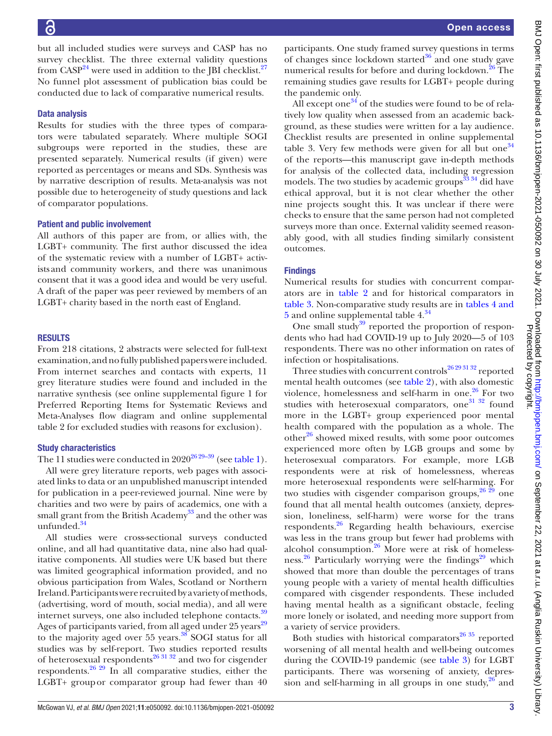but all included studies were surveys and CASP has no survey checklist. The three external validity questions from CASP[24] were used in addition to the JBI checklist.[27] No funnel plot assessment of publication bias could be conducted due to lack of comparative numerical results.

### Data analysis

Results for studies with the three types of comparators were tabulated separately. Where multiple SOGI subgroups were reported in the studies, these are presented separately. Numerical results (if given) were reported as percentages or means and SDs. Synthesis was by narrative description of results. Meta-analysis was not possible due to heterogeneity of study questions and lack of comparator populations.

### Patient and public involvement

All authors of this paper are from, or allies with, the LGBT+ community. The first author discussed the idea of the systematic review with a number of LGBT+ activists and community workers, and there was unanimous consent that it was a good idea and would be very useful. A draft of the paper was peer reviewed by members of an LGBT+ charity based in the north east of England.

## RESULTS

From 218 citations, 2 abstracts were selected for full-text examination, and no fully published papers were included. From internet searches and contacts with experts, 11 grey literature studies were found and included in the narrative synthesis (see online supplemental figure 1 for Preferred Reporting Items for Systematic Reviews and Meta-Analyses flow diagram and online supplemental table 2 for excluded studies with reasons for exclusion).

### Study characteristics

The 11 studies were conducted in 2020[26 29–39] (see table 1).

All were grey literature reports, web pages with associated links to data or an unpublished manuscript intended for publication in a peer-reviewed journal. Nine were by charities and two were by pairs of academics, one with a small grant from the British Academy[33] and the other was unfunded.[34]

All studies were cross-sectional surveys conducted online, and all had quantitative data, nine also had qualitative components. All studies were UK based but there was limited geographical information provided, and no obvious participation from Wales, Scotland or Northern Ireland. Participants were recruited by a variety of methods, (advertising, word of mouth, social media), and all were internet surveys, one also included telephone contacts.[39] Ages of participants varied, from all aged under 25 years[29] to the majority aged over 55 years.[38] SOGI status for all studies was by self-report. Two studies reported results of heterosexual respondents[26 31 32] and two for cisgender respondents.[26 29] In all comparative studies, either the LGBT+ group or comparator group had fewer than 40 participants. One study framed survey questions in terms of changes since lockdown started[36] and one study gave numerical results for before and during lockdown.[26] The remaining studies gave results for LGBT+ people during the pandemic only.

All except one[34] of the studies were found to be of relatively low quality when assessed from an academic background, as these studies were written for a lay audience. Checklist results are presented in online supplemental table 3. Very few methods were given for all but one[34] of the reports—this manuscript gave in-depth methods for analysis of the collected data, including regression models. The two studies by academic groups[33 34] did have ethical approval, but it is not clear whether the other nine projects sought this. It was unclear if there were checks to ensure that the same person had not completed surveys more than once. External validity seemed reasonably good, with all studies finding similarly consistent outcomes.

### Findings

Numerical results for studies with concurrent comparators are in table 2 and for historical comparators in table 3. Non-comparative study results are in tables 4 and 5 and online supplemental table 4.[34]

One small study[39] reported the proportion of respondents who had had COVID-19 up to July 2020—5 of 103 respondents. There was no other information on rates of infection or hospitalisations.

Three studies with concurrent controls[26 29 31 32] reported mental health outcomes (see table 2), with also domestic violence, homelessness and self-harm in one.[26] For two studies with heterosexual comparators, one[31 32] found more in the LGBT+ group experienced poor mental health compared with the population as a whole. The other[26] showed mixed results, with some poor outcomes experienced more often by LGB groups and some by heterosexual comparators. For example, more LGB respondents were at risk of homelessness, whereas more heterosexual respondents were self-harming. For two studies with cisgender comparison groups,[26 29] one found that all mental health outcomes (anxiety, depression, loneliness, self-harm) were worse for the trans respondents.[26] Regarding health behaviours, exercise was less in the trans group but fewer had problems with alcohol consumption.[26] More were at risk of homelessness.[26] Particularly worrying were the findings[29] which showed that more than double the percentages of trans young people with a variety of mental health difficulties compared with cisgender respondents. These included having mental health as a significant obstacle, feeling more lonely or isolated, and needing more support from a variety of service providers.

Both studies with historical comparators[26 35] reported worsening of all mental health and well-being outcomes during the COVID-19 pandemic (see table 3) for LGBT participants. There was worsening of anxiety, depression and self-harming in all groups in one study,[26] and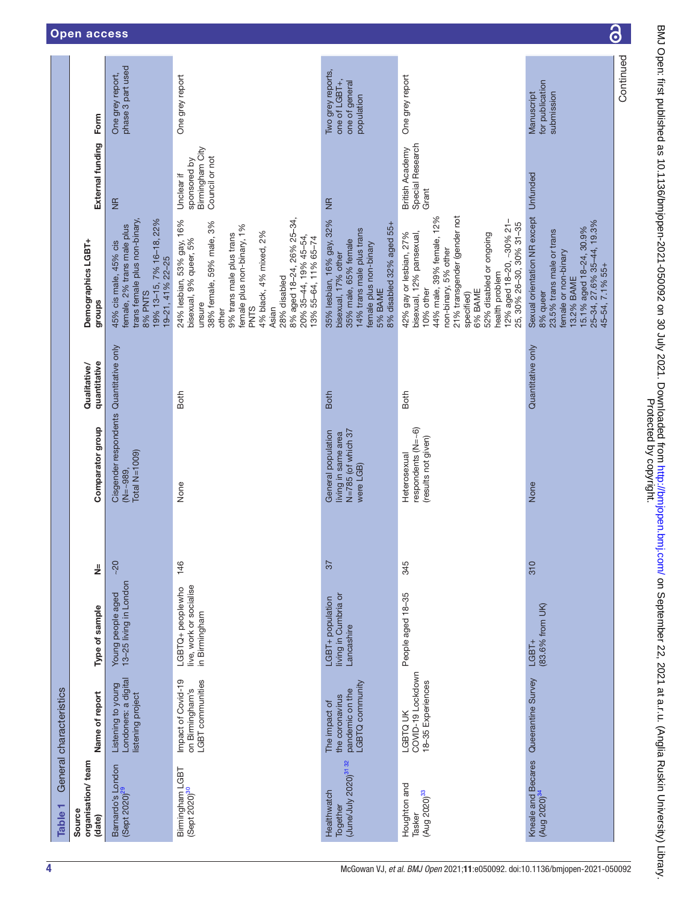Table 1 General characteristics

| Source organisation/ team (date) | Name of report | Type of sample | N= | Comparator group | Qualitative/ quantitative | Demographics LGBT+ groups | External funding | Form |
|---|---|---|---|---|---|---|---|---|
| Barnardo's London (Sept 2020)[29] | Listening to young Londoners: a digital listening project | Young people aged 13–25 living in London | ~20 | Cisgender respondents (N=~989, Total N=1009) | Quantitative only | 45% cis male, 45% cis female, 2% trans male plus trans female plus non-binary, 8% PNTS<br>19% 13–15, 7% 16–18, 22% 19–21, 41% 22–25 | NR | One grey report, phase 3 part used |
| Birmingham LGBT (Sept 2020)[30] | Impact of Covid-19 on Birmingham's LGBT communities | LGBTQ+ people who live, work or socialise in Birmingham | 146 | None | Both | 24% lesbian, 53% gay, 16% bisexual, 9% queer, 5% unsure<br>38% female, 59% male, 3% other<br>9% trans male plus trans female plus non-binary, 1% PNTS<br>4% black, 4% mixed, 2% Asian<br>28% disabled<br>8% aged 18–24, 26% 25–34, 20% 35–44, 19% 45–54, 13% 55–64, 11% 65–74 | Unclear if sponsored by Birmingham City Council or not | One grey report |
| Healthwatch Together (June/July 2020)[31,32] | The impact of the coronavirus pandemic on the LGBTQ community | LGBT+ population living in Cumbria or Lancashire | 37 | General population living in same area N=785 (of which 37 were LGB) | Both | 35% lesbian, 16% gay, 32% bisexual, 17% other<br>35% male, 65% female<br>14% trans male plus trans female plus non-binary<br>5% BAME<br>8% disabled 32% aged 55+ | NR | Two grey reports, one of LGBT+, one of general population |
| Houghton and Tasker (Aug 2020)[33] | LGBTQ UK COVID-19 Lockdown 18–35 Experiences | People aged 18–35 | 345 | Heterosexual respondents (N=~6) (results not given) | Both | 42% gay or lesbian, 27% bisexual, 12% pansexual, 10% other<br>44% male, 39% female, 12% non-binary, 5% other<br>21% transgender (gender not specified)<br>6% BAME<br>52% disabled or ongoing health problem<br>12% aged 18–20, ~30% 21–25, 30% 26–30, 30% 31–35 | British Academy Special Research Grant | One grey report |
| Kneale and Becares (Aug 2020)[34] | Queerantine Survey | LGBT+ (83.6% from UK) | 310 | None | Quantitative only | Sexual orientation NR except 8% queer<br>23.5% trans male or trans female or non-binary<br>13.2% BAME<br>15.1% aged 18–24, 30.9% 25–34, 27.6% 35–44, 19.3% 45–54, 7.1% 55+ | Unfunded | Manuscript for publication submission |

Continued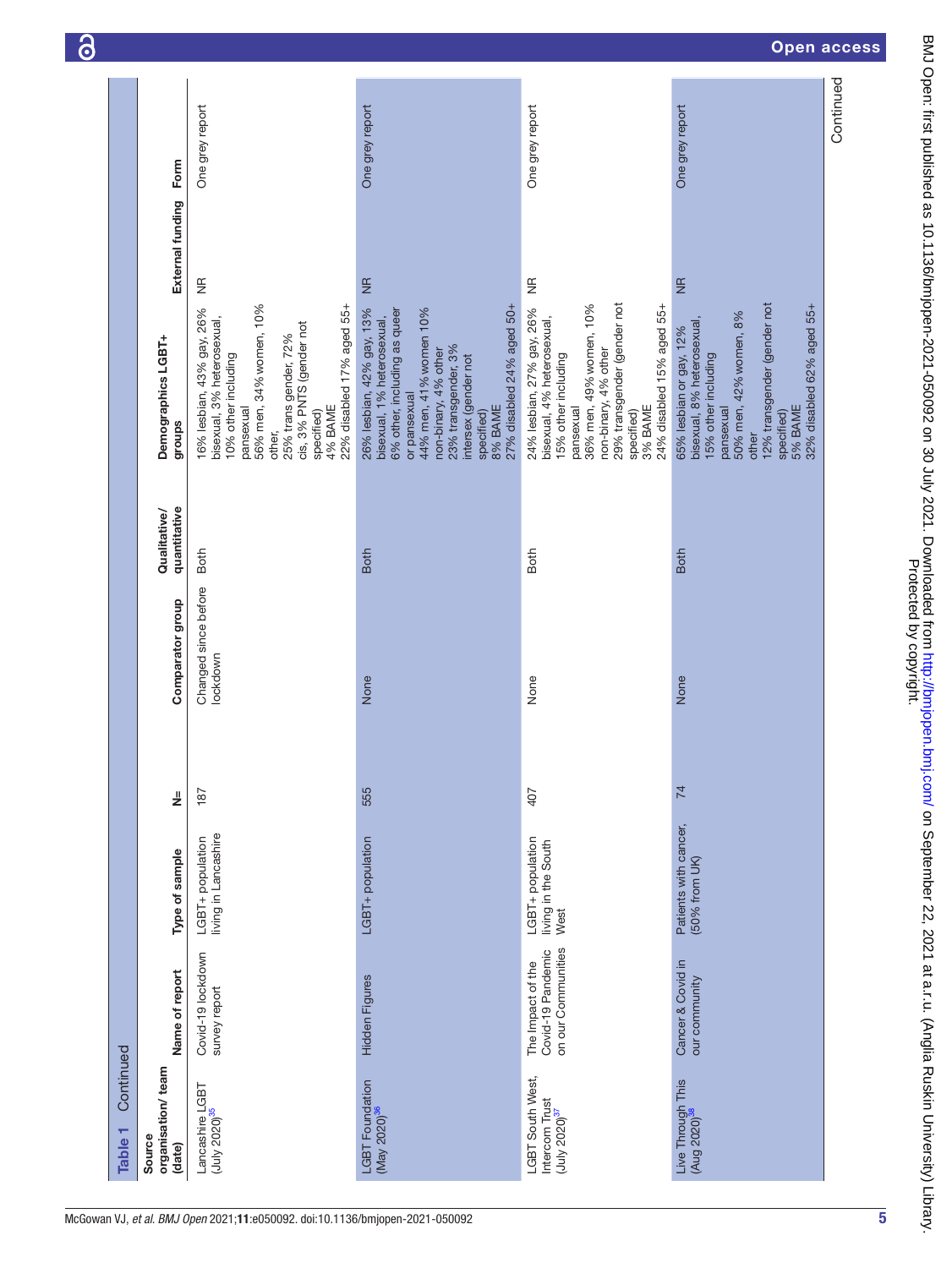**Table 1** Continued

| Source organisation/ team (date) | Name of report | Type of sample | N= | Comparator group | Qualitative/ quantitative | Demographics LGBT+ groups | External funding | Form |
|---|---|---|---|---|---|---|---|---|
| Lancashire LGBT (July 2020)[35] | Covid-19 lockdown survey report | LGBT+ population living in Lancashire | 187 | Changed since before lockdown | Both | 16% lesbian, 43% gay, 26% bisexual, 3% heterosexual, 10% other including pansexual<br>56% men, 34% women, 10% other,<br>25% trans gender, 72% cis, 3% PNTS (gender not specified)<br>4% BAME<br>22% disabled 17% aged 55+ | NR | One grey report |
| LGBT Foundation (May 2020)[36] | Hidden Figures | LGBT+ population | 555 | None | Both | 26% lesbian, 42% gay, 13% bisexual, 1% heterosexual, 6% other, including as queer or pansexual<br>44% men, 41% women 10% non-binary, 4% other<br>23% transgender, 3% intersex (gender not specified)<br>8% BAME<br>27% disabled 24% aged 50+ | NR | One grey report |
| LGBT South West, Intercom Trust (July 2020)[37] | The Impact of the Covid-19 Pandemic on our Communities | LGBT+ population living in the South West | 407 | None | Both | 24% lesbian, 27% gay, 26% bisexual, 4% heterosexual, 15% other including pansexual<br>36% men, 49% women, 10% non-binary, 4% other<br>29% transgender (gender not specified)<br>3% BAME<br>24% disabled 15% aged 55+ | NR | One grey report |
| Live Through This (Aug 2020)[38] | Cancer & Covid in our community | Patients with cancer, (50% from UK) | 74 | None | Both | 65% lesbian or gay, 12% bisexual, 8% heterosexual, 15% other including pansexual<br>50% men, 42% women, 8% other<br>12% transgender (gender not specified)<br>5% BAME<br>32% disabled 62% aged 55+ | NR | One grey report |

Continued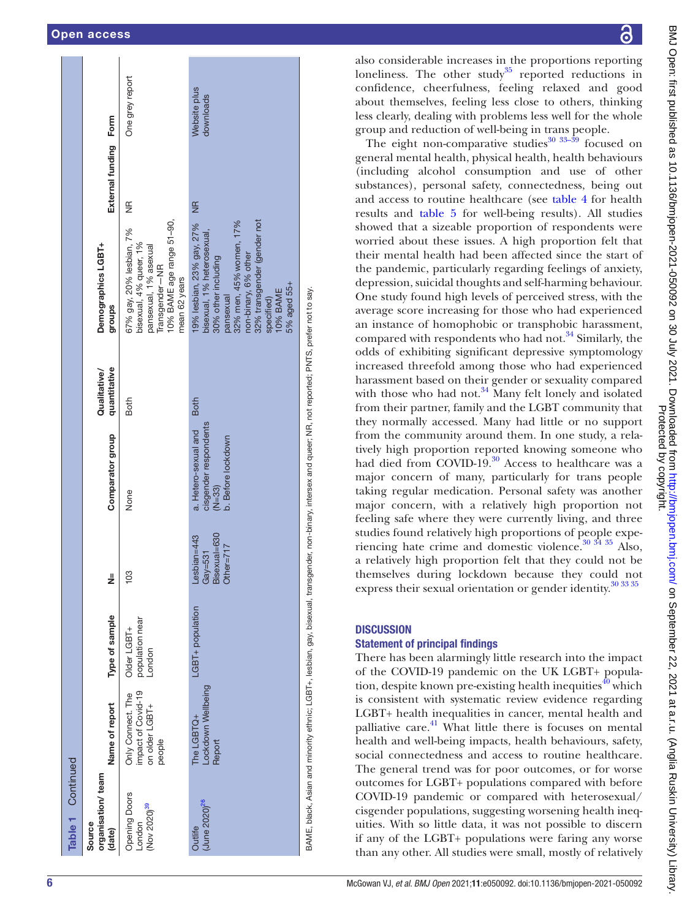**Table 1 Continued**

| Source organisation/ team (date) | Name of report | Type of sample | N= | Comparator group | Qualitative/ quantitative | Demographics LGBT+ groups | External funding | Form |
|---|---|---|---|---|---|---|---|---|
| Opening Doors London (Nov 2020)[39] | Only Connect. The impact of Covid-19 on older LGBT+ people | Older LGBT+ population near London | 103 | None | Both | 67% gay, 20% lesbian, 7% bisexual, 4% queer, 1% pansexual, 1% asexual Transgender—NR 10% BAME age range 51–90, mean 62 years | NR | One grey report |
| Outlife (June 2020)[26] | The LGBTQ+ Lockdown Wellbeing Report | LGBT+ population | Lesbian=443 Gay=531 Bisexual=630 Other=717 | a. Hetero-sexual and cisgender respondents (N=33) b. Before lockdown | Both | 19% lesbian, 23% gay, 27% bisexual, 1% heterosexual, 30% other including pansexual 32% men, 45% women, 17% non-binary, 6% other 32% transgender (gender not specified) 10% BAME 5% aged 55+ | NR | Website plus downloads |

BAME, black, Asian and minority ethnic; LGBT+, lesbian, gay, bisexual, transgender, non-binary, intersex and queer; NR, not reported; PNTS, prefer not to say.

also considerable increases in the proportions reporting loneliness. The other study[35] reported reductions in confidence, cheerfulness, feeling relaxed and good about themselves, feeling less close to others, thinking less clearly, dealing with problems less well for the whole group and reduction of well-being in trans people.

The eight non-comparative studies[30 33–39] focused on general mental health, physical health, health behaviours (including alcohol consumption and use of other substances), personal safety, connectedness, being out and access to routine healthcare (see table 4 for health results and table 5 for well-being results). All studies showed that a sizeable proportion of respondents were worried about these issues. A high proportion felt that their mental health had been affected since the start of the pandemic, particularly regarding feelings of anxiety, depression, suicidal thoughts and self-harming behaviour. One study found high levels of perceived stress, with the average score increasing for those who had experienced an instance of homophobic or transphobic harassment, compared with respondents who had not.[34] Similarly, the odds of exhibiting significant depressive symptomology increased threefold among those who had experienced harassment based on their gender or sexuality compared with those who had not.[34] Many felt lonely and isolated from their partner, family and the LGBT community that they normally accessed. Many had little or no support from the community around them. In one study, a relatively high proportion reported knowing someone who had died from COVID-19.[30] Access to healthcare was a major concern of many, particularly for trans people taking regular medication. Personal safety was another major concern, with a relatively high proportion not feeling safe where they were currently living, and three studies found relatively high proportions of people experiencing hate crime and domestic violence.[30 34 35] Also, a relatively high proportion felt that they could not be themselves during lockdown because they could not express their sexual orientation or gender identity.[30 33 35]

## DISCUSSION

### Statement of principal findings

There has been alarmingly little research into the impact of the COVID-19 pandemic on the UK LGBT+ population, despite known pre-existing health inequities[40] which is consistent with systematic review evidence regarding LGBT+ health inequalities in cancer, mental health and palliative care.[41] What little there is focuses on mental health and well-being impacts, health behaviours, safety, social connectedness and access to routine healthcare. The general trend was for poor outcomes, or for worse outcomes for LGBT+ populations compared with before COVID-19 pandemic or compared with heterosexual/ cisgender populations, suggesting worsening health inequities. With so little data, it was not possible to discern if any of the LGBT+ populations were faring any worse than any other. All studies were small, mostly of relatively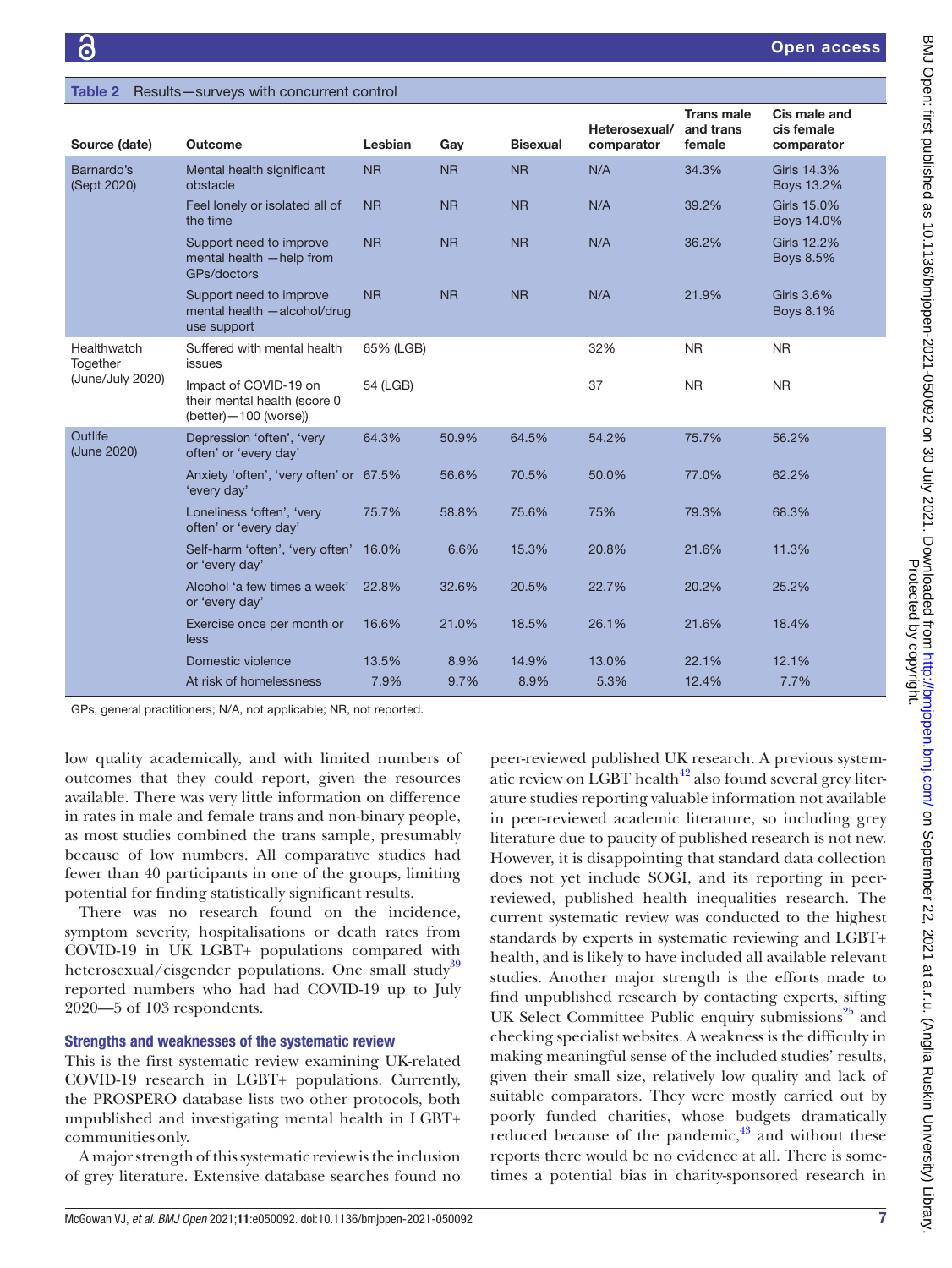Table 2 Results—surveys with concurrent control

| Source (date) | Outcome | Lesbian | Gay | Bisexual | Heterosexual/comparator | Trans male and trans female | Cis male and cis female comparator |
|---|---|---|---|---|---|---|---|
| Barnardo's (Sept 2020) | Mental health significant obstacle | NR | NR | NR | N/A | 34.3% | Girls 14.3% Boys 13.2% |
| | Feel lonely or isolated all of the time | NR | NR | NR | N/A | 39.2% | Girls 15.0% Boys 14.0% |
| | Support need to improve mental health —help from GPs/doctors | NR | NR | NR | N/A | 36.2% | Girls 12.2% Boys 8.5% |
| | Support need to improve mental health —alcohol/drug use support | NR | NR | NR | N/A | 21.9% | Girls 3.6% Boys 8.1% |
| Healthwatch Together (June/July 2020) | Suffered with mental health issues | 65% (LGB) | | | 32% | NR | NR |
| | Impact of COVID-19 on their mental health (score 0 (better)—100 (worse)) | 54 (LGB) | | | 37 | NR | NR |
| Outlife (June 2020) | Depression 'often', 'very often' or 'every day' | 64.3% | 50.9% | 64.5% | 54.2% | 75.7% | 56.2% |
| | Anxiety 'often', 'very often' or 'every day' | 67.5% | 56.6% | 70.5% | 50.0% | 77.0% | 62.2% |
| | Loneliness 'often', 'very often' or 'every day' | 75.7% | 58.8% | 75.6% | 75% | 79.3% | 68.3% |
| | Self-harm 'often', 'very often' or 'every day' | 16.0% | 6.6% | 15.3% | 20.8% | 21.6% | 11.3% |
| | Alcohol 'a few times a week' or 'every day' | 22.8% | 32.6% | 20.5% | 22.7% | 20.2% | 25.2% |
| | Exercise once per month or less | 16.6% | 21.0% | 18.5% | 26.1% | 21.6% | 18.4% |
| | Domestic violence | 13.5% | 8.9% | 14.9% | 13.0% | 22.1% | 12.1% |
| | At risk of homelessness | 7.9% | 9.7% | 8.9% | 5.3% | 12.4% | 7.7% |

GPs, general practitioners; N/A, not applicable; NR, not reported.

low quality academically, and with limited numbers of outcomes that they could report, given the resources available. There was very little information on difference in rates in male and female trans and non-binary people, as most studies combined the trans sample, presumably because of low numbers. All comparative studies had fewer than 40 participants in one of the groups, limiting potential for finding statistically significant results.

There was no research found on the incidence, symptom severity, hospitalisations or death rates from COVID-19 in UK LGBT+ populations compared with heterosexual/cisgender populations. One small study[39] reported numbers who had had COVID-19 up to July 2020—5 of 103 respondents.

### Strengths and weaknesses of the systematic review

This is the first systematic review examining UK-related COVID-19 research in LGBT+ populations. Currently, the PROSPERO database lists two other protocols, both unpublished and investigating mental health in LGBT+ communities only.

A major strength of this systematic review is the inclusion of grey literature. Extensive database searches found no peer-reviewed published UK research. A previous systematic review on LGBT health[42] also found several grey literature studies reporting valuable information not available in peer-reviewed academic literature, so including grey literature due to paucity of published research is not new. However, it is disappointing that standard data collection does not yet include SOGI, and its reporting in peer-reviewed, published health inequalities research. The current systematic review was conducted to the highest standards by experts in systematic reviewing and LGBT+ health, and is likely to have included all available relevant studies. Another major strength is the efforts made to find unpublished research by contacting experts, sifting UK Select Committee Public enquiry submissions[25] and checking specialist websites. A weakness is the difficulty in making meaningful sense of the included studies' results, given their small size, relatively low quality and lack of suitable comparators. They were mostly carried out by poorly funded charities, whose budgets dramatically reduced because of the pandemic,[43] and without these reports there would be no evidence at all. There is sometimes a potential bias in charity-sponsored research in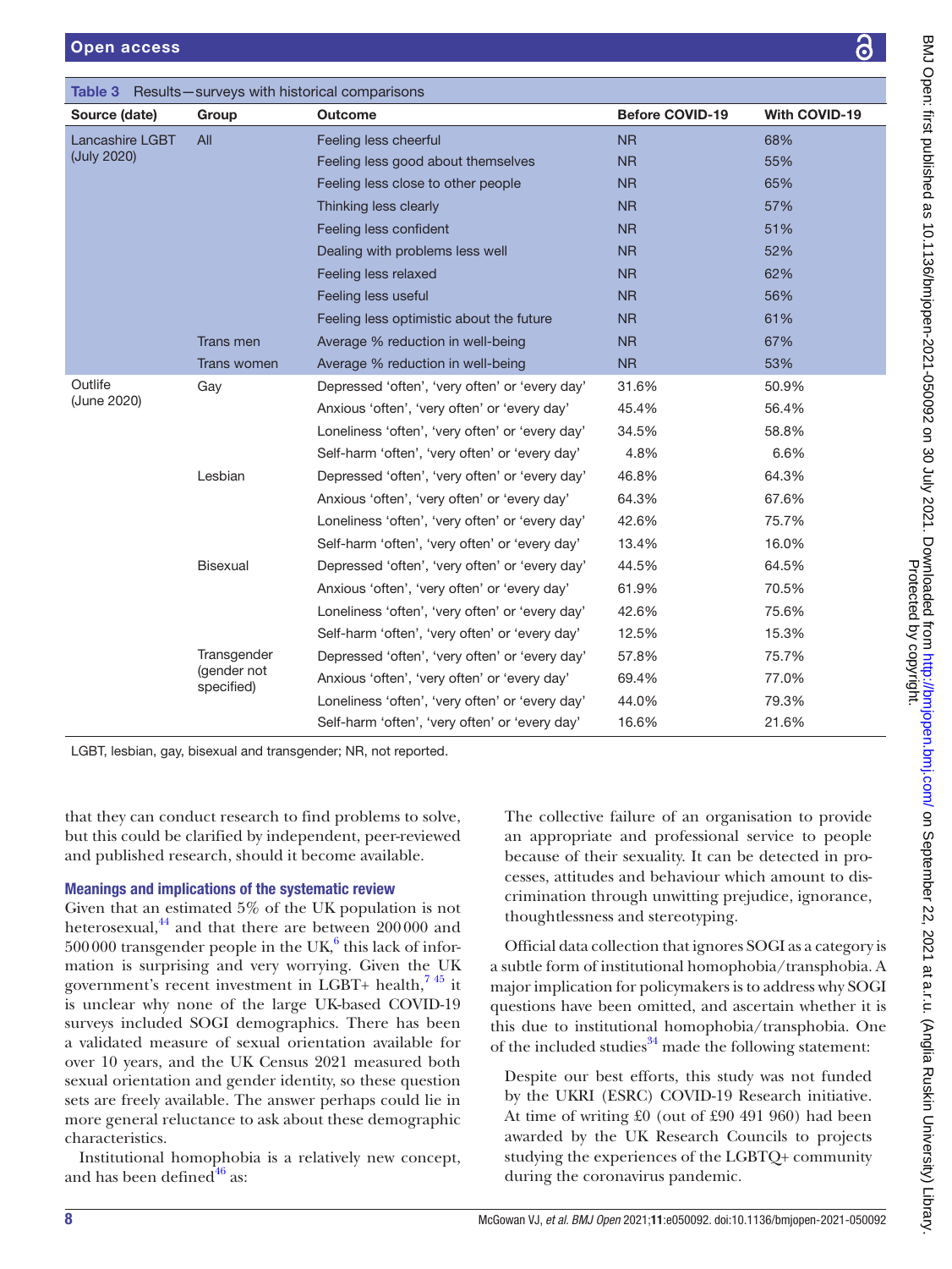Table 3 Results—surveys with historical comparisons

| Source (date) | Group | Outcome | Before COVID-19 | With COVID-19 |
|---|---|---|---|---|
| Lancashire LGBT (July 2020) | All | Feeling less cheerful | NR | 68% |
| | | Feeling less good about themselves | NR | 55% |
| | | Feeling less close to other people | NR | 65% |
| | | Thinking less clearly | NR | 57% |
| | | Feeling less confident | NR | 51% |
| | | Dealing with problems less well | NR | 52% |
| | | Feeling less relaxed | NR | 62% |
| | | Feeling less useful | NR | 56% |
| | | Feeling less optimistic about the future | NR | 61% |
| | Trans men | Average % reduction in well-being | NR | 67% |
| | Trans women | Average % reduction in well-being | NR | 53% |
| Outlife (June 2020) | Gay | Depressed 'often', 'very often' or 'every day' | 31.6% | 50.9% |
| | | Anxious 'often', 'very often' or 'every day' | 45.4% | 56.4% |
| | | Loneliness 'often', 'very often' or 'every day' | 34.5% | 58.8% |
| | | Self-harm 'often', 'very often' or 'every day' | 4.8% | 6.6% |
| | Lesbian | Depressed 'often', 'very often' or 'every day' | 46.8% | 64.3% |
| | | Anxious 'often', 'very often' or 'every day' | 64.3% | 67.6% |
| | | Loneliness 'often', 'very often' or 'every day' | 42.6% | 75.7% |
| | | Self-harm 'often', 'very often' or 'every day' | 13.4% | 16.0% |
| | Bisexual | Depressed 'often', 'very often' or 'every day' | 44.5% | 64.5% |
| | | Anxious 'often', 'very often' or 'every day' | 61.9% | 70.5% |
| | | Loneliness 'often', 'very often' or 'every day' | 42.6% | 75.6% |
| | | Self-harm 'often', 'very often' or 'every day' | 12.5% | 15.3% |
| | Transgender (gender not specified) | Depressed 'often', 'very often' or 'every day' | 57.8% | 75.7% |
| | | Anxious 'often', 'very often' or 'every day' | 69.4% | 77.0% |
| | | Loneliness 'often', 'very often' or 'every day' | 44.0% | 79.3% |
| | | Self-harm 'often', 'very often' or 'every day' | 16.6% | 21.6% |

LGBT, lesbian, gay, bisexual and transgender; NR, not reported.

that they can conduct research to find problems to solve, but this could be clarified by independent, peer-reviewed and published research, should it become available.

### Meanings and implications of the systematic review

Given that an estimated 5% of the UK population is not heterosexual,[44] and that there are between 200 000 and 500 000 transgender people in the UK,[6] this lack of information is surprising and very worrying. Given the UK government's recent investment in LGBT+ health,[7 45] it is unclear why none of the large UK-based COVID-19 surveys included SOGI demographics. There has been a validated measure of sexual orientation available for over 10 years, and the UK Census 2021 measured both sexual orientation and gender identity, so these question sets are freely available. The answer perhaps could lie in more general reluctance to ask about these demographic characteristics.

Institutional homophobia is a relatively new concept, and has been defined[46] as:

> The collective failure of an organisation to provide an appropriate and professional service to people because of their sexuality. It can be detected in processes, attitudes and behaviour which amount to discrimination through unwitting prejudice, ignorance, thoughtlessness and stereotyping.

Official data collection that ignores SOGI as a category is a subtle form of institutional homophobia/transphobia. A major implication for policymakers is to address why SOGI questions have been omitted, and ascertain whether it is this due to institutional homophobia/transphobia. One of the included studies[34] made the following statement:

> Despite our best efforts, this study was not funded by the UKRI (ESRC) COVID-19 Research initiative. At time of writing £0 (out of £90 491 960) had been awarded by the UK Research Councils to projects studying the experiences of the LGBTQ+ community during the coronavirus pandemic.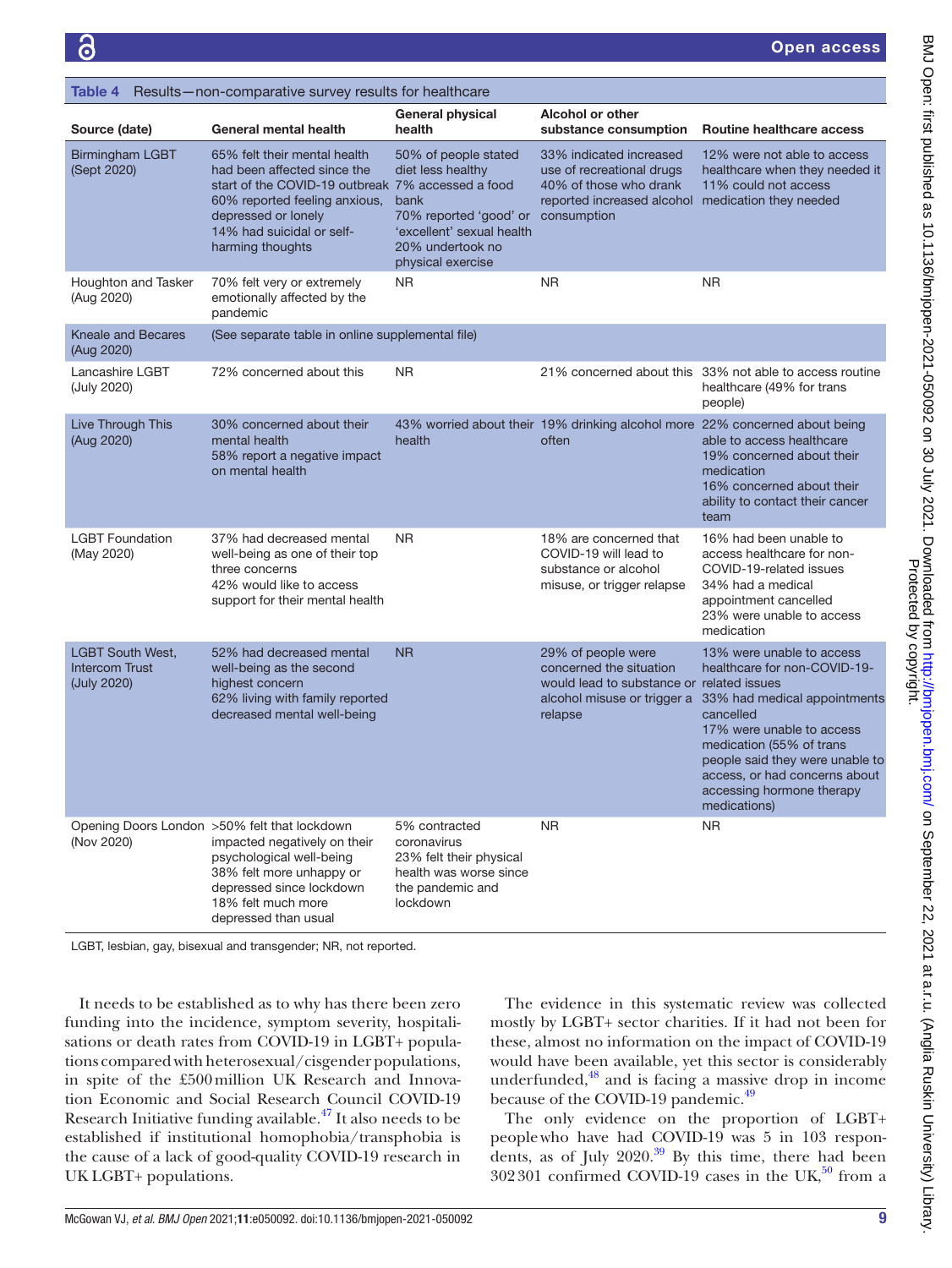**Table 4** Results—non-comparative survey results for healthcare

| Source (date) | General mental health | General physical health | Alcohol or other substance consumption | Routine healthcare access |
|---|---|---|---|---|
| Birmingham LGBT (Sept 2020) | 65% felt their mental health had been affected since the start of the COVID-19 outbreak<br>60% reported feeling anxious, depressed or lonely<br>14% had suicidal or self-harming thoughts | 50% of people stated diet less healthy<br>7% accessed a food bank<br>70% reported 'good' or 'excellent' sexual health<br>20% undertook no physical exercise | 33% indicated increased use of recreational drugs<br>40% of those who drank reported increased alcohol consumption | 12% were not able to access healthcare when they needed it<br>11% could not access medication they needed |
| Houghton and Tasker (Aug 2020) | 70% felt very or extremely emotionally affected by the pandemic | NR | NR | NR |
| Kneale and Becares (Aug 2020) | (See separate table in online supplemental file) | | | |
| Lancashire LGBT (July 2020) | 72% concerned about this | NR | 21% concerned about this | 33% not able to access routine healthcare (49% for trans people) |
| Live Through This (Aug 2020) | 30% concerned about their mental health<br>58% report a negative impact on mental health | 43% worried about their health | 19% drinking alcohol more often | 22% concerned about being able to access healthcare<br>19% concerned about their medication<br>16% concerned about their ability to contact their cancer team |
| LGBT Foundation (May 2020) | 37% had decreased mental well-being as one of their top three concerns<br>42% would like to access support for their mental health | NR | 18% are concerned that COVID-19 will lead to substance or alcohol misuse, or trigger relapse | 16% had been unable to access healthcare for non-COVID-19-related issues<br>34% had a medical appointment cancelled<br>23% were unable to access medication |
| LGBT South West, Intercom Trust (July 2020) | 52% had decreased mental well-being as the second highest concern<br>62% living with family reported decreased mental well-being | NR | 29% of people were concerned the situation would lead to substance or alcohol misuse or trigger a relapse | 13% were unable to access healthcare for non-COVID-19-related issues<br>33% had medical appointments cancelled<br>17% were unable to access medication (55% of trans people said they were unable to access, or had concerns about accessing hormone therapy medications) |
| Opening Doors London (Nov 2020) | >50% felt that lockdown impacted negatively on their psychological well-being<br>38% felt more unhappy or depressed since lockdown<br>18% felt much more depressed than usual | 5% contracted coronavirus<br>23% felt their physical health was worse since the pandemic and lockdown | NR | NR |

LGBT, lesbian, gay, bisexual and transgender; NR, not reported.

It needs to be established as to why has there been zero funding into the incidence, symptom severity, hospitalisations or death rates from COVID-19 in LGBT+ populations compared with heterosexual/cisgender populations, in spite of the £500 million UK Research and Innovation Economic and Social Research Council COVID-19 Research Initiative funding available.[47] It also needs to be established if institutional homophobia/transphobia is the cause of a lack of good-quality COVID-19 research in UK LGBT+ populations.

The evidence in this systematic review was collected mostly by LGBT+ sector charities. If it had not been for these, almost no information on the impact of COVID-19 would have been available, yet this sector is considerably underfunded,[48] and is facing a massive drop in income because of the COVID-19 pandemic.[49]

The only evidence on the proportion of LGBT+ people who have had COVID-19 was 5 in 103 respondents, as of July 2020.[39] By this time, there had been 302 301 confirmed COVID-19 cases in the UK,[50] from a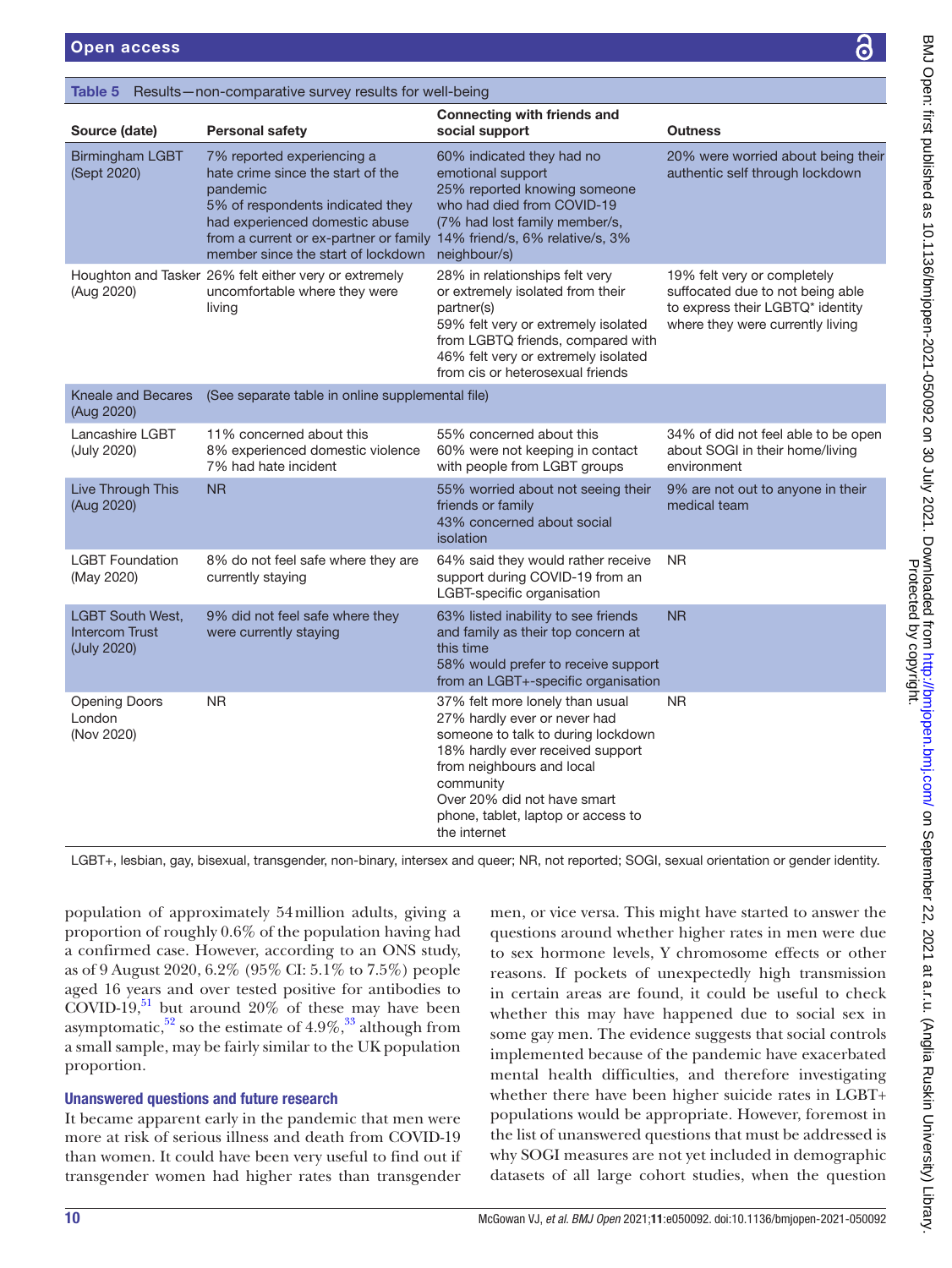**Table 5** Results—non-comparative survey results for well-being

| Source (date) | Personal safety | Connecting with friends and social support | Outness |
|---|---|---|---|
| Birmingham LGBT (Sept 2020) | 7% reported experiencing a hate crime since the start of the pandemic<br>5% of respondents indicated they had experienced domestic abuse from a current or ex-partner or family member since the start of lockdown | 60% indicated they had no emotional support<br>25% reported knowing someone who had died from COVID-19 (7% had lost family member/s, 14% friend/s, 6% relative/s, 3% neighbour/s) | 20% were worried about being their authentic self through lockdown |
| Houghton and Tasker (Aug 2020) | 26% felt either very or extremely uncomfortable where they were living | 28% in relationships felt very or extremely isolated from their partner(s)<br>59% felt very or extremely isolated from LGBTQ friends, compared with 46% felt very or extremely isolated from cis or heterosexual friends | 19% felt very or completely suffocated due to not being able to express their LGBTQ* identity where they were currently living |
| Kneale and Becares (Aug 2020) | (See separate table in online supplemental file) | | |
| Lancashire LGBT (July 2020) | 11% concerned about this<br>8% experienced domestic violence<br>7% had hate incident | 55% concerned about this<br>60% were not keeping in contact with people from LGBT groups | 34% of did not feel able to be open about SOGI in their home/living environment |
| Live Through This (Aug 2020) | NR | 55% worried about not seeing their friends or family<br>43% concerned about social isolation | 9% are not out to anyone in their medical team |
| LGBT Foundation (May 2020) | 8% do not feel safe where they are currently staying | 64% said they would rather receive support during COVID-19 from an LGBT-specific organisation | NR |
| LGBT South West, Intercom Trust (July 2020) | 9% did not feel safe where they were currently staying | 63% listed inability to see friends and family as their top concern at this time<br>58% would prefer to receive support from an LGBT+-specific organisation | NR |
| Opening Doors London (Nov 2020) | NR | 37% felt more lonely than usual<br>27% hardly ever or never had someone to talk to during lockdown<br>18% hardly ever received support from neighbours and local community<br>Over 20% did not have smart phone, tablet, laptop or access to the internet | NR |

LGBT+, lesbian, gay, bisexual, transgender, non-binary, intersex and queer; NR, not reported; SOGI, sexual orientation or gender identity.

population of approximately 54 million adults, giving a proportion of roughly 0.6% of the population having had a confirmed case. However, according to an ONS study, as of 9 August 2020, 6.2% (95% CI: 5.1% to 7.5%) people aged 16 years and over tested positive for antibodies to COVID-19,[51] but around 20% of these may have been asymptomatic,[52] so the estimate of 4.9%,[33] although from a small sample, may be fairly similar to the UK population proportion.

## Unanswered questions and future research

It became apparent early in the pandemic that men were more at risk of serious illness and death from COVID-19 than women. It could have been very useful to find out if transgender women had higher rates than transgender men, or vice versa. This might have started to answer the questions around whether higher rates in men were due to sex hormone levels, Y chromosome effects or other reasons. If pockets of unexpectedly high transmission in certain areas are found, it could be useful to check whether this may have happened due to social sex in some gay men. The evidence suggests that social controls implemented because of the pandemic have exacerbated mental health difficulties, and therefore investigating whether there have been higher suicide rates in LGBT+ populations would be appropriate. However, foremost in the list of unanswered questions that must be addressed is why SOGI measures are not yet included in demographic datasets of all large cohort studies, when the question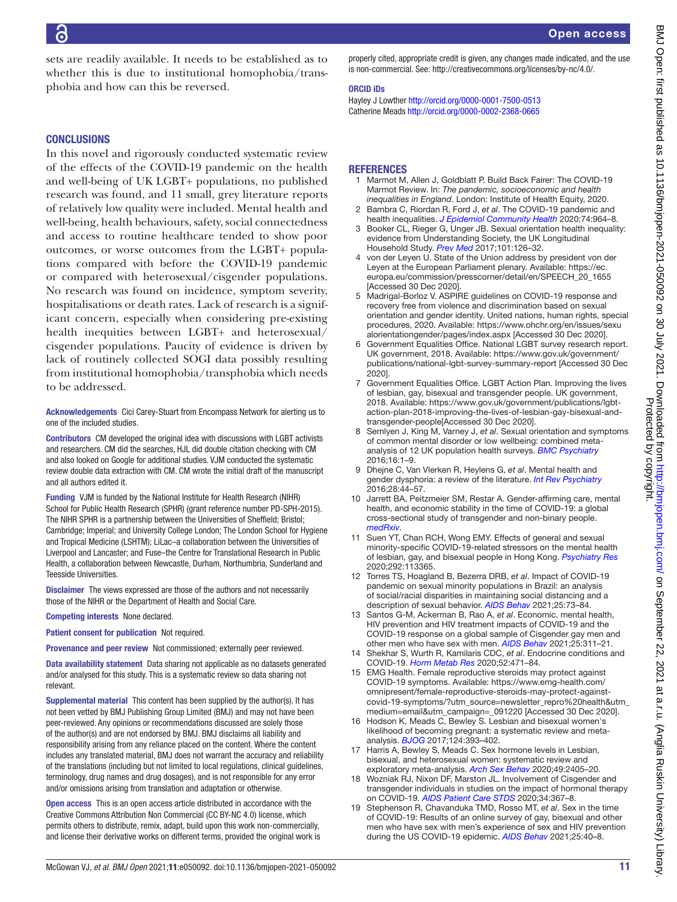sets are readily available. It needs to be established as to whether this is due to institutional homophobia/transphobia and how can this be reversed.

## CONCLUSIONS

In this novel and rigorously conducted systematic review of the effects of the COVID-19 pandemic on the health and well-being of UK LGBT+ populations, no published research was found, and 11 small, grey literature reports of relatively low quality were included. Mental health and well-being, health behaviours, safety, social connectedness and access to routine healthcare tended to show poor outcomes, or worse outcomes from the LGBT+ populations compared with before the COVID-19 pandemic or compared with heterosexual/cisgender populations. No research was found on incidence, symptom severity, hospitalisations or death rates. Lack of research is a significant concern, especially when considering pre-existing health inequities between LGBT+ and heterosexual/cisgender populations. Paucity of evidence is driven by lack of routinely collected SOGI data possibly resulting from institutional homophobia/transphobia which needs to be addressed.

**Acknowledgements** Cici Carey-Stuart from Encompass Network for alerting us to one of the included studies.

**Contributors** CM developed the original idea with discussions with LGBT activists and researchers. CM did the searches, HJL did double citation checking with CM and also looked on Google for additional studies. VJM conducted the systematic review double data extraction with CM. CM wrote the initial draft of the manuscript and all authors edited it.

**Funding** VJM is funded by the National Institute for Health Research (NIHR) School for Public Health Research (SPHR) (grant reference number PD-SPH-2015). The NIHR SPHR is a partnership between the Universities of Sheffield; Bristol; Cambridge; Imperial; and University College London; The London School for Hygiene and Tropical Medicine (LSHTM); LiLac–a collaboration between the Universities of Liverpool and Lancaster; and Fuse–the Centre for Translational Research in Public Health, a collaboration between Newcastle, Durham, Northumbria, Sunderland and Teesside Universities.

**Disclaimer** The views expressed are those of the authors and not necessarily those of the NIHR or the Department of Health and Social Care.

**Competing interests** None declared.

**Patient consent for publication** Not required.

**Provenance and peer review** Not commissioned; externally peer reviewed.

**Data availability statement** Data sharing not applicable as no datasets generated and/or analysed for this study. This is a systematic review so data sharing not relevant.

**Supplemental material** This content has been supplied by the author(s). It has not been vetted by BMJ Publishing Group Limited (BMJ) and may not have been peer-reviewed. Any opinions or recommendations discussed are solely those of the author(s) and are not endorsed by BMJ. BMJ disclaims all liability and responsibility arising from any reliance placed on the content. Where the content includes any translated material, BMJ does not warrant the accuracy and reliability of the translations (including but not limited to local regulations, clinical guidelines, terminology, drug names and drug dosages), and is not responsible for any error and/or omissions arising from translation and adaptation or otherwise.

**Open access** This is an open access article distributed in accordance with the Creative Commons Attribution Non Commercial (CC BY-NC 4.0) license, which permits others to distribute, remix, adapt, build upon this work non-commercially, and license their derivative works on different terms, provided the original work is properly cited, appropriate credit is given, any changes made indicated, and the use is non-commercial. See: http://creativecommons.org/licenses/by-nc/4.0/.

**ORCID iDs**

Hayley J Lowther http://orcid.org/0000-0001-7500-0513
Catherine Meads http://orcid.org/0000-0002-2368-0665

## REFERENCES

1. Marmot M, Allen J, Goldblatt P. Build Back Fairer: The COVID-19 Marmot Review. In: *The pandemic, socioeconomic and health inequalities in England*. London: Institute of Health Equity, 2020.
2. Bambra C, Riordan R, Ford J, *et al*. The COVID-19 pandemic and health inequalities. *J Epidemiol Community Health* 2020;74:964–8.
3. Booker CL, Rieger G, Unger JB. Sexual orientation health inequality: evidence from Understanding Society, the UK Longitudinal Household Study. *Prev Med* 2017;101:126–32.
4. von der Leyen U. State of the Union address by president von der Leyen at the European Parliament plenary. Available: https://ec.europa.eu/commission/presscorner/detail/en/SPEECH_20_1655 [Accessed 30 Dec 2020].
5. Madrigal-Borloz V. ASPIRE guidelines on COVID-19 response and recovery free from violence and discrimination based on sexual orientation and gender identity. United nations, human rights, special procedures, 2020. Available: https://www.ohchr.org/en/issues/sexualorientationgender/pages/index.aspx [Accessed 30 Dec 2020].
6. Government Equalities Office. National LGBT survey research report. UK government, 2018. Available: https://www.gov.uk/government/publications/national-lgbt-survey-summary-report [Accessed 30 Dec 2020].
7. Government Equalities Office. LGBT Action Plan. Improving the lives of lesbian, gay, bisexual and transgender people. UK government, 2018. Available: https://www.gov.uk/government/publications/lgbt-action-plan-2018-improving-the-lives-of-lesbian-gay-bisexual-and-transgender-people[Accessed 30 Dec 2020].
8. Semlyen J, King M, Varney J, *et al*. Sexual orientation and symptoms of common mental disorder or low wellbeing: combined meta-analysis of 12 UK population health surveys. *BMC Psychiatry* 2016;16:1–9.
9. Dhejne C, Van Vlerken R, Heylens G, *et al*. Mental health and gender dysphoria: a review of the literature. *Int Rev Psychiatry* 2016;28:44–57.
10. Jarrett BA, Peitzmeier SM, Restar A. Gender-affirming care, mental health, and economic stability in the time of COVID-19: a global cross-sectional study of transgender and non-binary people. *medRxiv*.
11. Suen YT, Chan RCH, Wong EMY. Effects of general and sexual minority-specific COVID-19-related stressors on the mental health of lesbian, gay, and bisexual people in Hong Kong. *Psychiatry Res* 2020;292:113365.
12. Torres TS, Hoagland B, Bezerra DRB, *et al*. Impact of COVID-19 pandemic on sexual minority populations in Brazil: an analysis of social/racial disparities in maintaining social distancing and a description of sexual behavior. *AIDS Behav* 2021;25:73–84.
13. Santos G-M, Ackerman B, Rao A, *et al*. Economic, mental health, HIV prevention and HIV treatment impacts of COVID-19 and the COVID-19 response on a global sample of Cisgender gay men and other men who have sex with men. *AIDS Behav* 2021;25:311–21.
14. Shekhar S, Wurth R, Kamilaris CDC, *et al*. Endocrine conditions and COVID-19. *Horm Metab Res* 2020;52:471–84.
15. EMG Health. Female reproductive steroids may protect against COVID-19 symptoms. Available: https://www.emg-health.com/omnipresent/female-reproductive-steroids-may-protect-against-covid-19-symptoms/?utm_source=newsletter_repro%20health&utm_medium=email&utm_campaign=_091220 [Accessed 30 Dec 2020].
16. Hodson K, Meads C, Bewley S. Lesbian and bisexual women's likelihood of becoming pregnant: a systematic review and meta-analysis. *BJOG* 2017;124:393–402.
17. Harris A, Bewley S, Meads C. Sex hormone levels in Lesbian, bisexual, and heterosexual women: systematic review and exploratory meta-analysis. *Arch Sex Behav* 2020;49:2405–20.
18. Wozniak RJ, Nixon DF, Marston JL. Involvement of Cisgender and transgender individuals in studies on the impact of hormonal therapy on COVID-19. *AIDS Patient Care STDS* 2020;34:367–8.
19. Stephenson R, Chavanduka TMD, Rosso MT, *et al*. Sex in the time of COVID-19: Results of an online survey of gay, bisexual and other men who have sex with men's experience of sex and HIV prevention during the US COVID-19 epidemic. *AIDS Behav* 2021;25:40–8.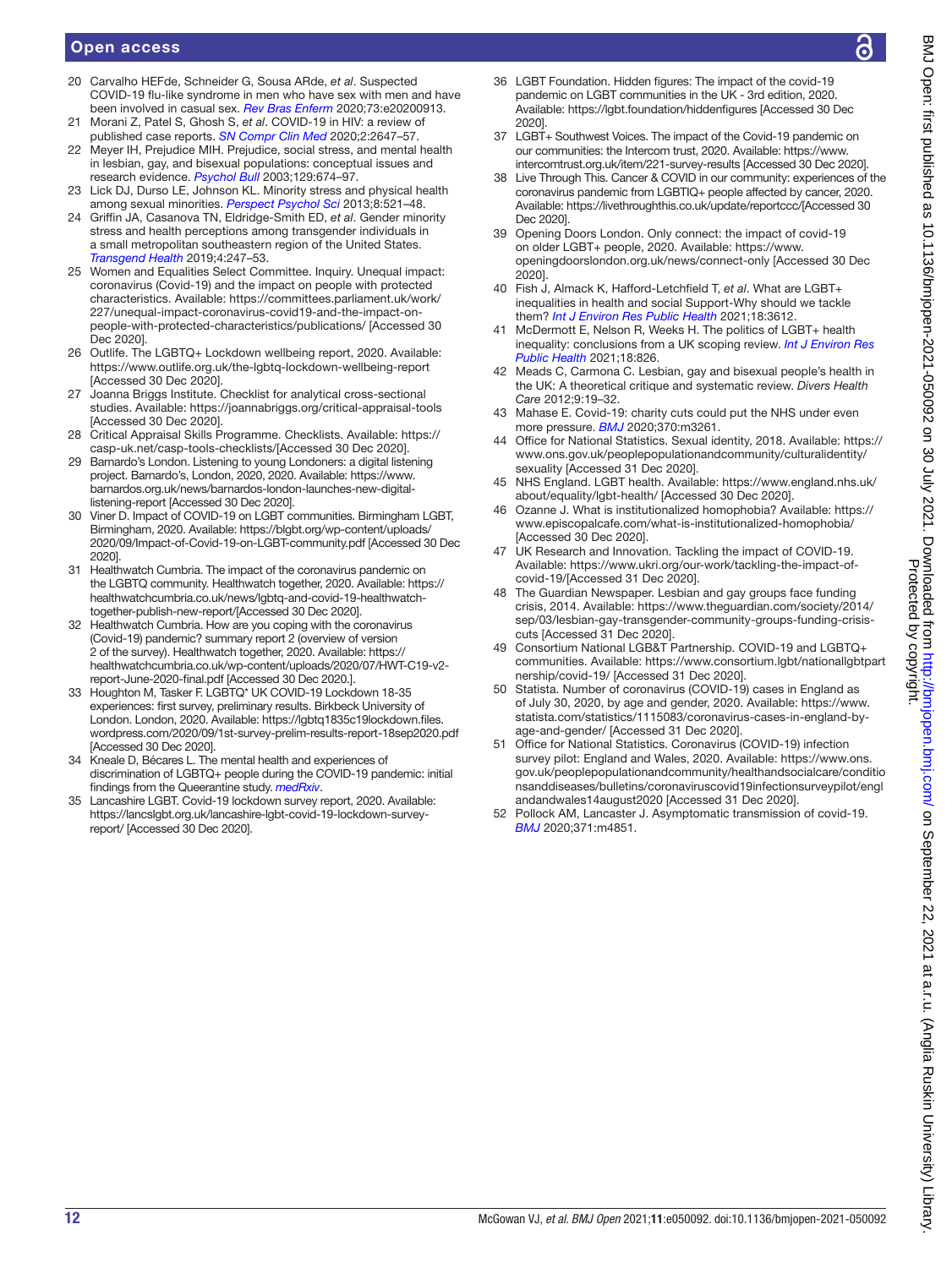20 Carvalho HEFde, Schneider G, Sousa ARde, *et al*. Suspected COVID-19 flu-like syndrome in men who have sex with men and have been involved in casual sex. *Rev Bras Enferm* 2020;73:e20200913.
21 Morani Z, Patel S, Ghosh S, *et al*. COVID-19 in HIV: a review of published case reports. *SN Compr Clin Med* 2020;2:2647–57.
22 Meyer IH, Prejudice MIH. Prejudice, social stress, and mental health in lesbian, gay, and bisexual populations: conceptual issues and research evidence. *Psychol Bull* 2003;129:674–97.
23 Lick DJ, Durso LE, Johnson KL. Minority stress and physical health among sexual minorities. *Perspect Psychol Sci* 2013;8:521–48.
24 Griffin JA, Casanova TN, Eldridge-Smith ED, *et al*. Gender minority stress and health perceptions among transgender individuals in a small metropolitan southeastern region of the United States. *Transgend Health* 2019;4:247–53.
25 Women and Equalities Select Committee. Inquiry. Unequal impact: coronavirus (Covid-19) and the impact on people with protected characteristics. Available: https://committees.parliament.uk/work/227/unequal-impact-coronavirus-covid19-and-the-impact-on-people-with-protected-characteristics/publications/ [Accessed 30 Dec 2020].
26 Outlife. The LGBTQ+ Lockdown wellbeing report, 2020. Available: https://www.outlife.org.uk/the-lgbtq-lockdown-wellbeing-report [Accessed 30 Dec 2020].
27 Joanna Briggs Institute. Checklist for analytical cross-sectional studies. Available: https://joannabriggs.org/critical-appraisal-tools [Accessed 30 Dec 2020].
28 Critical Appraisal Skills Programme. Checklists. Available: https://casp-uk.net/casp-tools-checklists/[Accessed 30 Dec 2020].
29 Barnardo's London. Listening to young Londoners: a digital listening project. Barnardo's, London, 2020, 2020. Available: https://www.barnardos.org.uk/news/barnardos-london-launches-new-digital-listening-report [Accessed 30 Dec 2020].
30 Viner D. Impact of COVID-19 on LGBT communities. Birmingham LGBT, Birmingham, 2020. Available: https://blgbt.org/wp-content/uploads/2020/09/Impact-of-Covid-19-on-LGBT-community.pdf [Accessed 30 Dec 2020].
31 Healthwatch Cumbria. The impact of the coronavirus pandemic on the LGBTQ community. Healthwatch together, 2020. Available: https://healthwatchcumbria.co.uk/news/lgbtq-and-covid-19-healthwatch-together-publish-new-report/[Accessed 30 Dec 2020].
32 Healthwatch Cumbria. How are you coping with the coronavirus (Covid-19) pandemic? summary report 2 (overview of version 2 of the survey). Healthwatch together, 2020. Available: https://healthwatchcumbria.co.uk/wp-content/uploads/2020/07/HWT-C19-v2-report-June-2020-final.pdf [Accessed 30 Dec 2020.].
33 Houghton M, Tasker F. LGBTQ* UK COVID-19 Lockdown 18-35 experiences: first survey, preliminary results. Birkbeck University of London. London, 2020. Available: https://lgbtq1835c19lockdown.files.wordpress.com/2020/09/1st-survey-prelim-results-report-18sep2020.pdf [Accessed 30 Dec 2020].
34 Kneale D, Bécares L. The mental health and experiences of discrimination of LGBTQ+ people during the COVID-19 pandemic: initial findings from the Queerantine study. *medRxiv*.
35 Lancashire LGBT. Covid-19 lockdown survey report, 2020. Available: https://lancslgbt.org.uk/lancashire-lgbt-covid-19-lockdown-survey-report/ [Accessed 30 Dec 2020].
36 LGBT Foundation. Hidden figures: The impact of the covid-19 pandemic on LGBT communities in the UK - 3rd edition, 2020. Available: https://lgbt.foundation/hiddenfigures [Accessed 30 Dec 2020].
37 LGBT+ Southwest Voices. The impact of the Covid-19 pandemic on our communities: the Intercom trust, 2020. Available: https://www.intercomtrust.org.uk/item/221-survey-results [Accessed 30 Dec 2020].
38 Live Through This. Cancer & COVID in our community: experiences of the coronavirus pandemic from LGBTIQ+ people affected by cancer, 2020. Available: https://livethroughthis.co.uk/update/reportccc/[Accessed 30 Dec 2020].
39 Opening Doors London. Only connect: the impact of covid-19 on older LGBT+ people, 2020. Available: https://www.openingdoorslondon.org.uk/news/connect-only [Accessed 30 Dec 2020].
40 Fish J, Almack K, Hafford-Letchfield T, *et al*. What are LGBT+ inequalities in health and social Support-Why should we tackle them? *Int J Environ Res Public Health* 2021;18:3612.
41 McDermott E, Nelson R, Weeks H. The politics of LGBT+ health inequality: conclusions from a UK scoping review. *Int J Environ Res Public Health* 2021;18:826.
42 Meads C, Carmona C. Lesbian, gay and bisexual people's health in the UK: A theoretical critique and systematic review. *Divers Health Care* 2012;9:19–32.
43 Mahase E. Covid-19: charity cuts could put the NHS under even more pressure. *BMJ* 2020;370:m3261.
44 Office for National Statistics. Sexual identity, 2018. Available: https://www.ons.gov.uk/peoplepopulationandcommunity/culturalidentity/sexuality [Accessed 31 Dec 2020].
45 NHS England. LGBT health. Available: https://www.england.nhs.uk/about/equality/lgbt-health/ [Accessed 30 Dec 2020].
46 Ozanne J. What is institutionalized homophobia? Available: https://www.episcopalcafe.com/what-is-institutionalized-homophobia/ [Accessed 30 Dec 2020].
47 UK Research and Innovation. Tackling the impact of COVID-19. Available: https://www.ukri.org/our-work/tackling-the-impact-of-covid-19/[Accessed 31 Dec 2020].
48 The Guardian Newspaper. Lesbian and gay groups face funding crisis, 2014. Available: https://www.theguardian.com/society/2014/sep/03/lesbian-gay-transgender-community-groups-funding-crisis-cuts [Accessed 31 Dec 2020].
49 Consortium National LGB&T Partnership. COVID-19 and LGBTQ+ communities. Available: https://www.consortium.lgbt/nationallgbtpartnership/covid-19/ [Accessed 31 Dec 2020].
50 Statista. Number of coronavirus (COVID-19) cases in England as of July 30, 2020, by age and gender, 2020. Available: https://www.statista.com/statistics/1115083/coronavirus-cases-in-england-by-age-and-gender/ [Accessed 31 Dec 2020].
51 Office for National Statistics. Coronavirus (COVID-19) infection survey pilot: England and Wales, 2020. Available: https://www.ons.gov.uk/peoplepopulationandcommunity/healthandsocialcare/conditionsanddiseases/bulletins/coronaviruscovid19infectionsurveypilot/englandandwales14august2020 [Accessed 31 Dec 2020].
52 Pollock AM, Lancaster J. Asymptomatic transmission of covid-19. *BMJ* 2020;371:m4851.